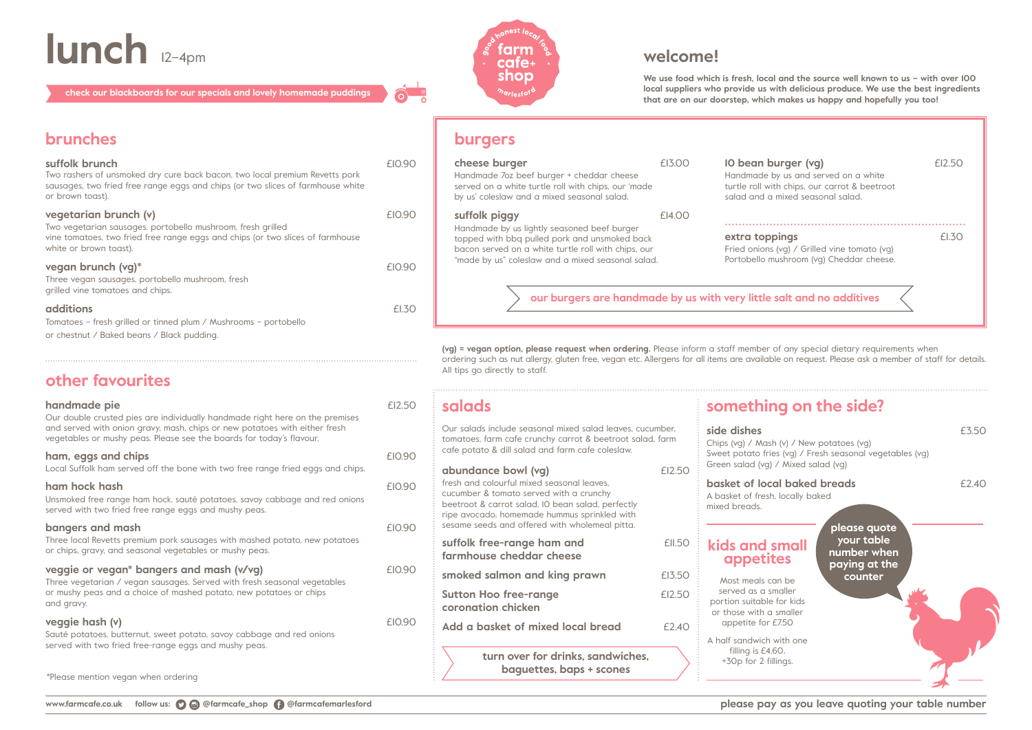# lunch 12–4pm

check our blackboards for our specials and lovely homemade puddings

good honest local food
farm cafe+ shop
marlesford

## welcome!

**We use food which is fresh, local and the source well known to us – with over 100 local suppliers who provide us with delicious produce. We use the best ingredients that are on our doorstep, which makes us happy and hopefully you too!**

## brunches

**suffolk brunch** £10.90
Two rashers of unsmoked dry cure back bacon, two local premium Revetts pork sausages, two fried free range eggs and chips (or two slices of farmhouse white or brown toast).

**vegetarian brunch (v)** £10.90
Two vegetarian sausages, portobello mushroom, fresh grilled vine tomatoes, two fried free range eggs and chips (or two slices of farmhouse white or brown toast).

**vegan brunch (vg)*** £10.90
Three vegan sausages, portobello mushroom, fresh grilled vine tomatoes and chips.

**additions** £1.30
Tomatoes – fresh grilled or tinned plum / Mushrooms – portobello or chestnut / Baked beans / Black pudding.

## other favourites

**handmade pie** £12.50
Our double crusted pies are individually handmade right here on the premises and served with onion gravy, mash, chips or new potatoes with either fresh vegetables or mushy peas. Please see the boards for today's flavour.

**ham, eggs and chips** £10.90
Local Suffolk ham served off the bone with two free range fried eggs and chips.

**ham hock hash** £10.90
Unsmoked free range ham hock, sauté potatoes, savoy cabbage and red onions served with two fried free range eggs and mushy peas.

**bangers and mash** £10.90
Three local Revetts premium pork sausages with mashed potato, new potatoes or chips, gravy, and seasonal vegetables or mushy peas.

**veggie or vegan* bangers and mash (v/vg)** £10.90
Three vegetarian / vegan sausages. Served with fresh seasonal vegetables or mushy peas and a choice of mashed potato, new potatoes or chips and gravy.

**veggie hash (v)** £10.90
Sauté potatoes, butternut, sweet potato, savoy cabbage and red onions served with two fried free-range eggs and mushy peas.

*Please mention vegan when ordering

## burgers

**cheese burger** £13.00
Handmade 7oz beef burger + cheddar cheese served on a white turtle roll with chips, our 'made by us' coleslaw and a mixed seasonal salad.

**suffolk piggy** £14.00
Handmade by us lightly seasoned beef burger topped with bbq pulled pork and unsmoked back bacon served on a white turtle roll with chips, our "made by us" coleslaw and a mixed seasonal salad.

**10 bean burger (vg)** £12.50
Handmade by us and served on a white turtle roll with chips, our carrot & beetroot salad and a mixed seasonal salad.

**extra toppings** £1.30
Fried onions (vg) / Grilled vine tomato (vg) Portobello mushroom (vg) Cheddar cheese.

our burgers are handmade by us with very little salt and no additives

**(vg) = vegan option, please request when ordering.** Please inform a staff member of any special dietary requirements when ordering such as nut allergy, gluten free, vegan etc. Allergens for all items are available on request. Please ask a member of staff for details. All tips go directly to staff.

## salads

Our salads include seasonal mixed salad leaves, cucumber, tomatoes, farm cafe crunchy carrot & beetroot salad, farm cafe potato & dill salad and farm cafe coleslaw.

**abundance bowl (vg)** £12.50
fresh and colourful mixed seasonal leaves, cucumber & tomato served with a crunchy beetroot & carrot salad, 10 bean salad, perfectly ripe avocado, homemade hummus sprinkled with sesame seeds and offered with wholemeal pitta.

**suffolk free-range ham and farmhouse cheddar cheese** £11.50

**smoked salmon and king prawn** £13.50

**Sutton Hoo free-range coronation chicken** £12.50

**Add a basket of mixed local bread** £2.40

turn over for drinks, sandwiches, baguettes, baps + scones

## something on the side?

**side dishes** £3.50
Chips (vg) / Mash (v) / New potatoes (vg)
Sweet potato fries (vg) / Fresh seasonal vegetables (vg)
Green salad (vg) / Mixed salad (vg)

**basket of local baked breads** £2.40
A basket of fresh, locally baked mixed breads.

## kids and small appetites

Most meals can be served as a smaller portion suitable for kids or those with a smaller appetite for £7.50

A half sandwich with one filling is £4.60. +30p for 2 fillings.

please quote your table number when paying at the counter

www.farmcafe.co.uk follow us: @farmcafe_shop @farmcafemarlesford

please pay as you leave quoting your table number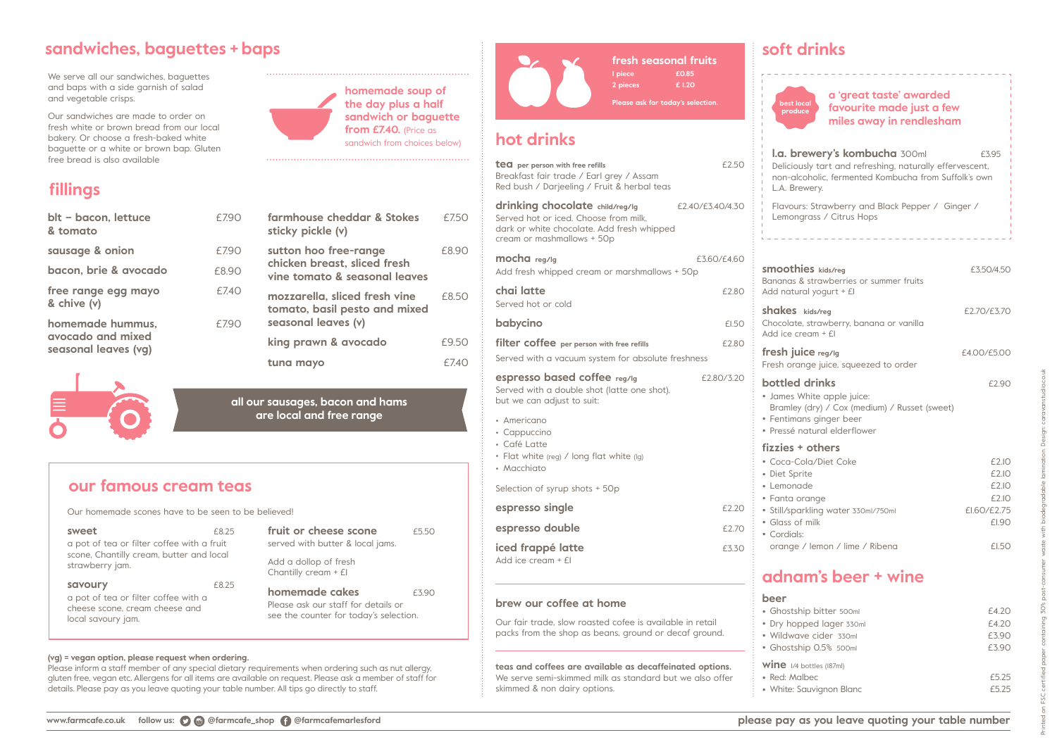## sandwiches, baguettes + baps

We serve all our sandwiches, baguettes and baps with a side garnish of salad and vegetable crisps.

Our sandwiches are made to order on fresh white or brown bread from our local bakery. Or choose a fresh-baked white baguette or a white or brown bap. Gluten free bread is also available

**homemade soup of the day plus a half sandwich or baguette from £7.40.** (Price as sandwich from choices below)

## fillings

| | |
|---|---|
| blt – bacon, lettuce & tomato | £7.90 |
| sausage & onion | £7.90 |
| bacon, brie & avocado | £8.90 |
| free range egg mayo & chive (v) | £7.40 |
| homemade hummus, avocado and mixed seasonal leaves (vg) | £7.90 |
| farmhouse cheddar & Stokes sticky pickle (v) | £7.50 |
| sutton hoo free-range chicken breast, sliced fresh vine tomato & seasonal leaves | £8.90 |
| mozzarella, sliced fresh vine tomato, basil pesto and mixed seasonal leaves (v) | £8.50 |
| king prawn & avocado | £9.50 |
| tuna mayo | £7.40 |

**all our sausages, bacon and hams are local and free range**

## our famous cream teas

Our homemade scones have to be seen to be believed!

**sweet** £8.25
a pot of tea or filter coffee with a fruit scone, Chantilly cream, butter and local strawberry jam.

**savoury** £8.25
a pot of tea or filter coffee with a cheese scone, cream cheese and local savoury jam.

**fruit or cheese scone** £5.50
served with butter & local jams.

Add a dollop of fresh Chantilly cream + £1

**homemade cakes** £3.90
Please ask our staff for details or see the counter for today's selection.

**(vg) = vegan option, please request when ordering.**
Please inform a staff member of any special dietary requirements when ordering such as nut allergy, gluten free, vegan etc. Allergens for all items are available on request. Please ask a member of staff for details. Please pay as you leave quoting your table number. All tips go directly to staff.

## fresh seasonal fruits

| | |
|---|---|
| 1 piece | £0.85 |
| 2 pieces | £1.20 |

Please ask for today's selection.

## hot drinks

**tea** per person with free refills — £2.50
Breakfast fair trade / Earl grey / Assam
Red bush / Darjeeling / Fruit & herbal teas

**drinking chocolate** child/reg/lg — £2.40/£3.40/4.30
Served hot or iced. Choose from milk, dark or white chocolate. Add fresh whipped cream or mashmallows + 50p

**mocha** reg/lg — £3.60/£4.60
Add fresh whipped cream or marshmallows + 50p

**chai latte** — £2.80
Served hot or cold

**babycino** — £1.50

**filter coffee** per person with free refills — £2.80
Served with a vacuum system for absolute freshness

**espresso based coffee** reg/lg — £2.80/3.20
Served with a double shot (latte one shot), but we can adjust to suit:

- Americano
- Cappuccino
- Café Latte
- Flat white (reg) / long flat white (lg)
- Macchiato

Selection of syrup shots + 50p

**espresso single** — £2.20

**espresso double** — £2.70

**iced frappé latte** — £3.30
Add ice cream + £1

### brew our coffee at home

Our fair trade, slow roasted cofee is available in retail packs from the shop as beans, ground or decaf ground.

**teas and coffees are available as decaffeinated options.**
We serve semi-skimmed milk as standard but we also offer skimmed & non dairy options.

## soft drinks

best local produce

**a 'great taste' awarded favourite made just a few miles away in rendlesham**

**l.a. brewery's kombucha** 300ml — £3.95
Deliciously tart and refreshing, naturally effervescent, non-alcoholic, fermented Kombucha from Suffolk's own L.A. Brewery.

Flavours: Strawberry and Black Pepper / Ginger / Lemongrass / Citrus Hops

**smoothies** kids/reg — £3.50/4.50
Bananas & strawberries or summer fruits
Add natural yogurt + £1

**shakes** kids/reg — £2.70/£3.70
Chocolate, strawberry, banana or vanilla
Add ice cream + £1

**fresh juice** reg/lg — £4.00/£5.00
Fresh orange juice, squeezed to order

**bottled drinks** — £2.90
- James White apple juice: Bramley (dry) / Cox (medium) / Russet (sweet)
- Fentimans ginger beer
- Pressé natural elderflower

**fizzies + others**

| | |
|---|---|
| Coca-Cola/Diet Coke | £2.10 |
| Diet Sprite | £2.10 |
| Lemonade | £2.10 |
| Fanta orange | £2.10 |
| Still/sparkling water 330ml/750ml | £1.60/£2.75 |
| Glass of milk | £1.90 |
| Cordials: orange / lemon / lime / Ribena | £1.50 |

## adnam's beer + wine

**beer**

| | |
|---|---|
| Ghostship bitter 500ml | £4.20 |
| Dry hopped lager 330ml | £4.20 |
| Wildwave cider 330ml | £3.90 |
| Ghostship 0.5% 500ml | £3.90 |

**wine** 1/4 bottles (187ml)

| | |
|---|---|
| Red: Malbec | £5.25 |
| White: Sauvignon Blanc | £5.25 |

www.farmcafe.co.uk follow us: @farmcafe_shop @farmcafemarlesford

**please pay as you leave quoting your table number**

Printed on FSC certified paper containing 30% post-consumer waste with biodegradable lamination. Design: caravanstudio.co.uk